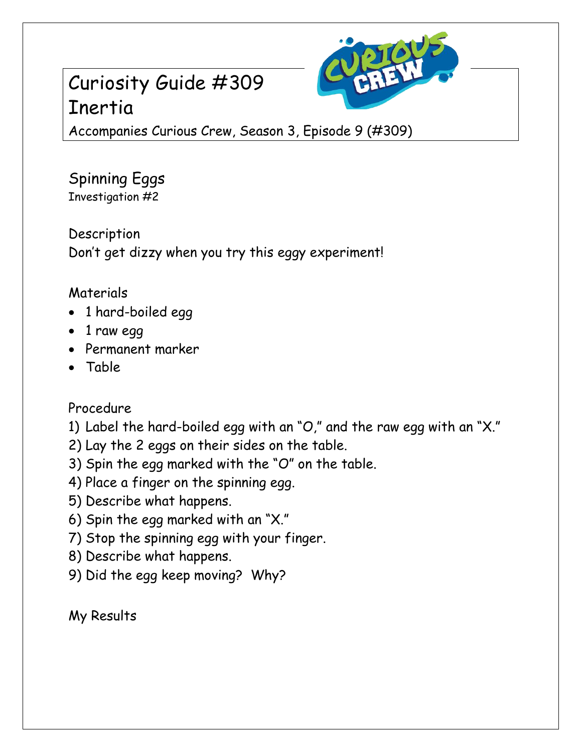# Curiosity Guide #309
# Inertia

Accompanies Curious Crew, Season 3, Episode 9 (#309)

## Spinning Eggs

Investigation #2

### Description

Don't get dizzy when you try this eggy experiment!

### Materials

- 1 hard-boiled egg
- 1 raw egg
- Permanent marker
- Table

### Procedure

1) Label the hard-boiled egg with an "O," and the raw egg with an "X."
2) Lay the 2 eggs on their sides on the table.
3) Spin the egg marked with the "O" on the table.
4) Place a finger on the spinning egg.
5) Describe what happens.
6) Spin the egg marked with an "X."
7) Stop the spinning egg with your finger.
8) Describe what happens.
9) Did the egg keep moving? Why?

### My Results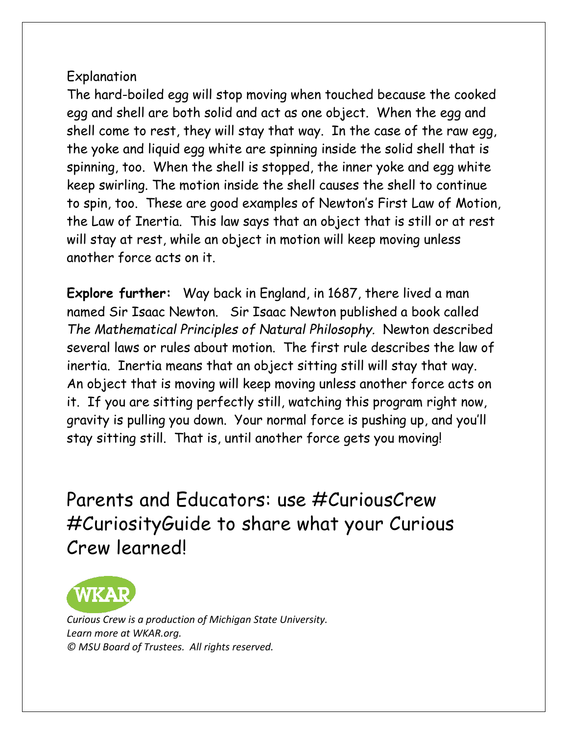Explanation

The hard-boiled egg will stop moving when touched because the cooked egg and shell are both solid and act as one object. When the egg and shell come to rest, they will stay that way. In the case of the raw egg, the yoke and liquid egg white are spinning inside the solid shell that is spinning, too. When the shell is stopped, the inner yoke and egg white keep swirling. The motion inside the shell causes the shell to continue to spin, too. These are good examples of Newton's First Law of Motion, the Law of Inertia. This law says that an object that is still or at rest will stay at rest, while an object in motion will keep moving unless another force acts on it.

**Explore further:** Way back in England, in 1687, there lived a man named Sir Isaac Newton. Sir Isaac Newton published a book called *The Mathematical Principles of Natural Philosophy.* Newton described several laws or rules about motion. The first rule describes the law of inertia. Inertia means that an object sitting still will stay that way. An object that is moving will keep moving unless another force acts on it. If you are sitting perfectly still, watching this program right now, gravity is pulling you down. Your normal force is pushing up, and you'll stay sitting still. That is, until another force gets you moving!

# Parents and Educators: use #CuriousCrew #CuriosityGuide to share what your Curious Crew learned!

WKAR

*Curious Crew is a production of Michigan State University.*
*Learn more at WKAR.org.*
*© MSU Board of Trustees. All rights reserved.*